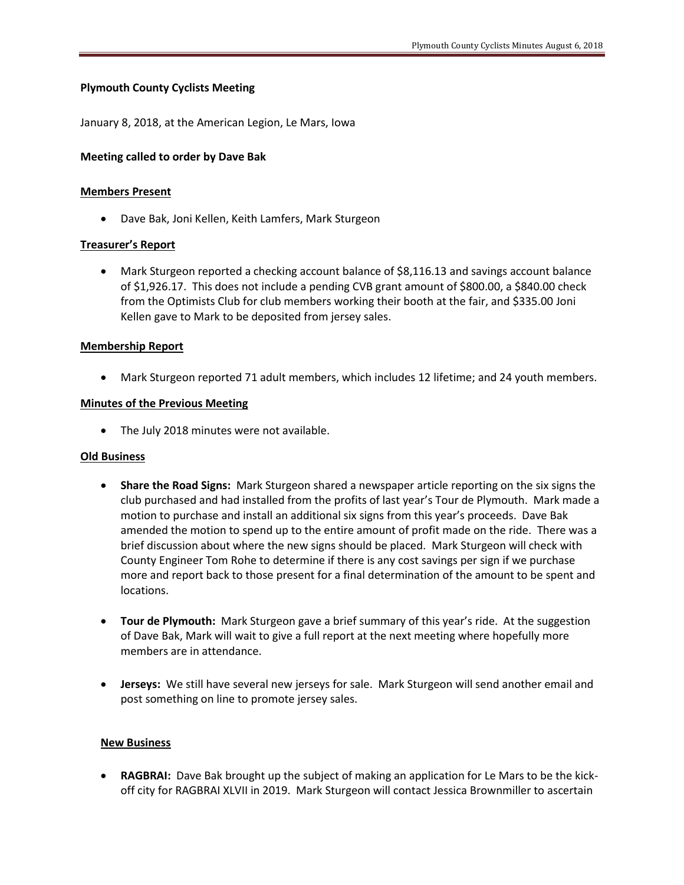**Plymouth County Cyclists Meeting**

January 8, 2018, at the American Legion, Le Mars, Iowa

**Meeting called to order by Dave Bak**

**Members Present**

- Dave Bak, Joni Kellen, Keith Lamfers, Mark Sturgeon

**Treasurer's Report**

- Mark Sturgeon reported a checking account balance of $8,116.13 and savings account balance of $1,926.17. This does not include a pending CVB grant amount of $800.00, a $840.00 check from the Optimists Club for club members working their booth at the fair, and $335.00 Joni Kellen gave to Mark to be deposited from jersey sales.

**Membership Report**

- Mark Sturgeon reported 71 adult members, which includes 12 lifetime; and 24 youth members.

**Minutes of the Previous Meeting**

- The July 2018 minutes were not available.

**Old Business**

- **Share the Road Signs:** Mark Sturgeon shared a newspaper article reporting on the six signs the club purchased and had installed from the profits of last year's Tour de Plymouth. Mark made a motion to purchase and install an additional six signs from this year's proceeds. Dave Bak amended the motion to spend up to the entire amount of profit made on the ride. There was a brief discussion about where the new signs should be placed. Mark Sturgeon will check with County Engineer Tom Rohe to determine if there is any cost savings per sign if we purchase more and report back to those present for a final determination of the amount to be spent and locations.

- **Tour de Plymouth:** Mark Sturgeon gave a brief summary of this year's ride. At the suggestion of Dave Bak, Mark will wait to give a full report at the next meeting where hopefully more members are in attendance.

- **Jerseys:** We still have several new jerseys for sale. Mark Sturgeon will send another email and post something on line to promote jersey sales.

**New Business**

- **RAGBRAI:** Dave Bak brought up the subject of making an application for Le Mars to be the kick-off city for RAGBRAI XLVII in 2019. Mark Sturgeon will contact Jessica Brownmiller to ascertain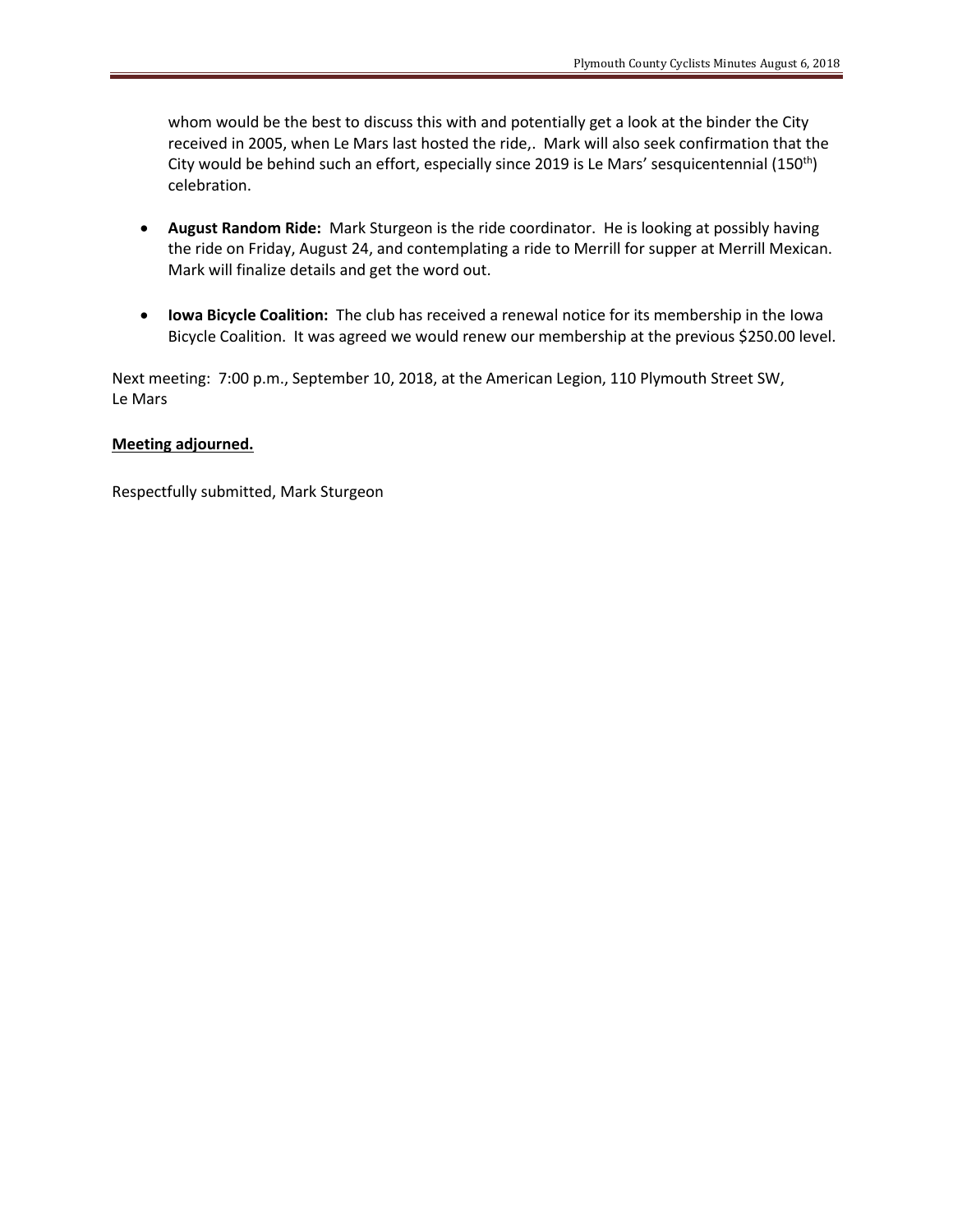whom would be the best to discuss this with and potentially get a look at the binder the City received in 2005, when Le Mars last hosted the ride,. Mark will also seek confirmation that the City would be behind such an effort, especially since 2019 is Le Mars' sesquicentennial (150th) celebration.

- **August Random Ride:** Mark Sturgeon is the ride coordinator. He is looking at possibly having the ride on Friday, August 24, and contemplating a ride to Merrill for supper at Merrill Mexican. Mark will finalize details and get the word out.

- **Iowa Bicycle Coalition:** The club has received a renewal notice for its membership in the Iowa Bicycle Coalition. It was agreed we would renew our membership at the previous $250.00 level.

Next meeting: 7:00 p.m., September 10, 2018, at the American Legion, 110 Plymouth Street SW, Le Mars

**<u>Meeting adjourned.</u>**

Respectfully submitted, Mark Sturgeon